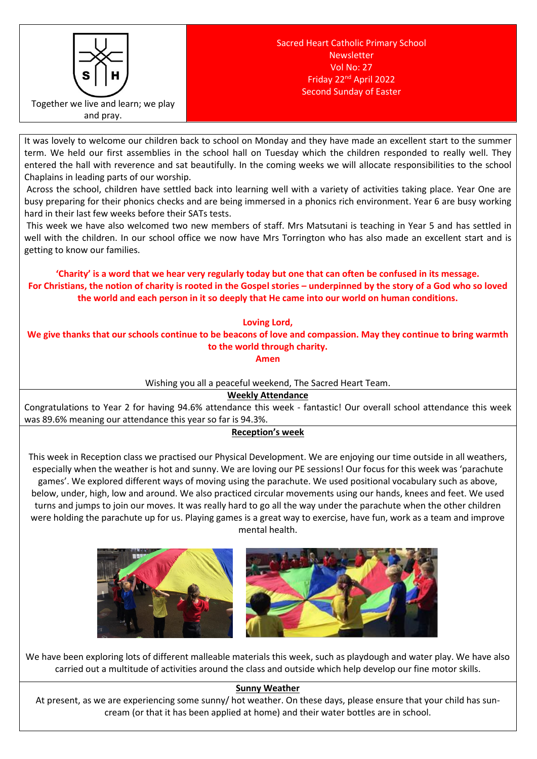Together we live and learn; we play and pray.

Sacred Heart Catholic Primary School
Newsletter
Vol No: 27
Friday 22nd April 2022
Second Sunday of Easter

It was lovely to welcome our children back to school on Monday and they have made an excellent start to the summer term. We held our first assemblies in the school hall on Tuesday which the children responded to really well. They entered the hall with reverence and sat beautifully. In the coming weeks we will allocate responsibilities to the school Chaplains in leading parts of our worship.

Across the school, children have settled back into learning well with a variety of activities taking place. Year One are busy preparing for their phonics checks and are being immersed in a phonics rich environment. Year 6 are busy working hard in their last few weeks before their SATs tests.

This week we have also welcomed two new members of staff. Mrs Matsutani is teaching in Year 5 and has settled in well with the children. In our school office we now have Mrs Torrington who has also made an excellent start and is getting to know our families.

**'Charity' is a word that we hear very regularly today but one that can often be confused in its message. For Christians, the notion of charity is rooted in the Gospel stories – underpinned by the story of a God who so loved the world and each person in it so deeply that He came into our world on human conditions.**

**Loving Lord,**
**We give thanks that our schools continue to be beacons of love and compassion. May they continue to bring warmth to the world through charity.**
**Amen**

Wishing you all a peaceful weekend, The Sacred Heart Team.

## Weekly Attendance

Congratulations to Year 2 for having 94.6% attendance this week - fantastic! Our overall school attendance this week was 89.6% meaning our attendance this year so far is 94.3%.

## Reception's week

This week in Reception class we practised our Physical Development. We are enjoying our time outside in all weathers, especially when the weather is hot and sunny. We are loving our PE sessions! Our focus for this week was 'parachute games'. We explored different ways of moving using the parachute. We used positional vocabulary such as above, below, under, high, low and around. We also practiced circular movements using our hands, knees and feet. We used turns and jumps to join our moves. It was really hard to go all the way under the parachute when the other children were holding the parachute up for us. Playing games is a great way to exercise, have fun, work as a team and improve mental health.

We have been exploring lots of different malleable materials this week, such as playdough and water play. We have also carried out a multitude of activities around the class and outside which help develop our fine motor skills.

## Sunny Weather

At present, as we are experiencing some sunny/ hot weather. On these days, please ensure that your child has sun-cream (or that it has been applied at home) and their water bottles are in school.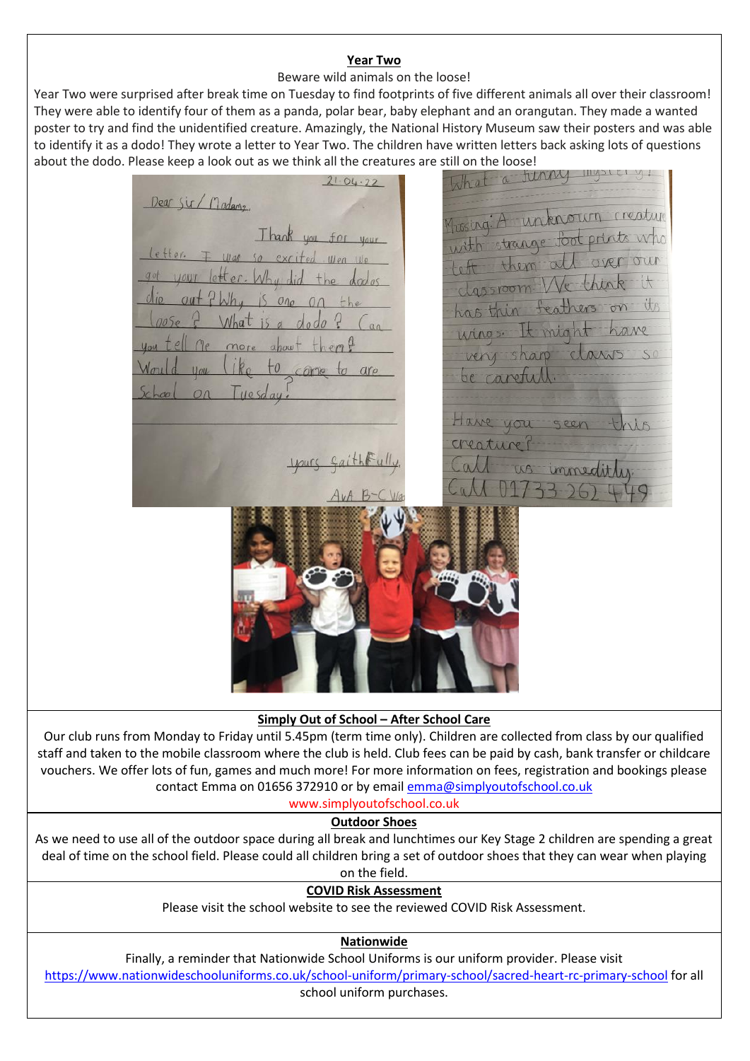**Year Two**

Beware wild animals on the loose!

Year Two were surprised after break time on Tuesday to find footprints of five different animals all over their classroom! They were able to identify four of them as a panda, polar bear, baby elephant and an orangutan. They made a wanted poster to try and find the unidentified creature. Amazingly, the National History Museum saw their posters and was able to identify it as a dodo! They wrote a letter to Year Two. The children have written letters back asking lots of questions about the dodo. Please keep a look out as we think all the creatures are still on the loose!

**Simply Out of School – After School Care**

Our club runs from Monday to Friday until 5.45pm (term time only). Children are collected from class by our qualified staff and taken to the mobile classroom where the club is held. Club fees can be paid by cash, bank transfer or childcare vouchers. We offer lots of fun, games and much more! For more information on fees, registration and bookings please contact Emma on 01656 372910 or by email emma@simplyoutofschool.co.uk

www.simplyoutofschool.co.uk

**Outdoor Shoes**

As we need to use all of the outdoor space during all break and lunchtimes our Key Stage 2 children are spending a great deal of time on the school field. Please could all children bring a set of outdoor shoes that they can wear when playing on the field.

**COVID Risk Assessment**

Please visit the school website to see the reviewed COVID Risk Assessment.

**Nationwide**

Finally, a reminder that Nationwide School Uniforms is our uniform provider. Please visit https://www.nationwideschooluniforms.co.uk/school-uniform/primary-school/sacred-heart-rc-primary-school for all school uniform purchases.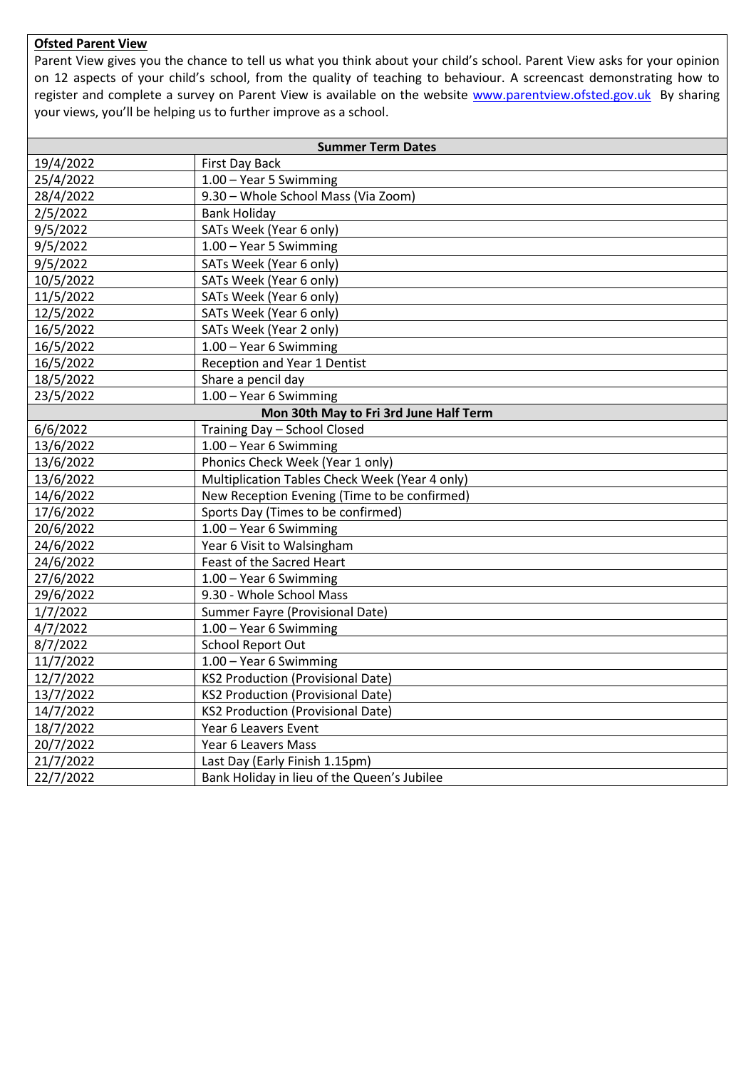**Ofsted Parent View**

Parent View gives you the chance to tell us what you think about your child's school. Parent View asks for your opinion on 12 aspects of your child's school, from the quality of teaching to behaviour. A screencast demonstrating how to register and complete a survey on Parent View is available on the website www.parentview.ofsted.gov.uk By sharing your views, you'll be helping us to further improve as a school.

| **Summer Term Dates** | |
|---|---|
| 19/4/2022 | First Day Back |
| 25/4/2022 | 1.00 – Year 5 Swimming |
| 28/4/2022 | 9.30 – Whole School Mass (Via Zoom) |
| 2/5/2022 | Bank Holiday |
| 9/5/2022 | SATs Week (Year 6 only) |
| 9/5/2022 | 1.00 – Year 5 Swimming |
| 9/5/2022 | SATs Week (Year 6 only) |
| 10/5/2022 | SATs Week (Year 6 only) |
| 11/5/2022 | SATs Week (Year 6 only) |
| 12/5/2022 | SATs Week (Year 6 only) |
| 16/5/2022 | SATs Week (Year 2 only) |
| 16/5/2022 | 1.00 – Year 6 Swimming |
| 16/5/2022 | Reception and Year 1 Dentist |
| 18/5/2022 | Share a pencil day |
| 23/5/2022 | 1.00 – Year 6 Swimming |
| **Mon 30th May to Fri 3rd June Half Term** | |
| 6/6/2022 | Training Day – School Closed |
| 13/6/2022 | 1.00 – Year 6 Swimming |
| 13/6/2022 | Phonics Check Week (Year 1 only) |
| 13/6/2022 | Multiplication Tables Check Week (Year 4 only) |
| 14/6/2022 | New Reception Evening (Time to be confirmed) |
| 17/6/2022 | Sports Day (Times to be confirmed) |
| 20/6/2022 | 1.00 – Year 6 Swimming |
| 24/6/2022 | Year 6 Visit to Walsingham |
| 24/6/2022 | Feast of the Sacred Heart |
| 27/6/2022 | 1.00 – Year 6 Swimming |
| 29/6/2022 | 9.30 - Whole School Mass |
| 1/7/2022 | Summer Fayre (Provisional Date) |
| 4/7/2022 | 1.00 – Year 6 Swimming |
| 8/7/2022 | School Report Out |
| 11/7/2022 | 1.00 – Year 6 Swimming |
| 12/7/2022 | KS2 Production (Provisional Date) |
| 13/7/2022 | KS2 Production (Provisional Date) |
| 14/7/2022 | KS2 Production (Provisional Date) |
| 18/7/2022 | Year 6 Leavers Event |
| 20/7/2022 | Year 6 Leavers Mass |
| 21/7/2022 | Last Day (Early Finish 1.15pm) |
| 22/7/2022 | Bank Holiday in lieu of the Queen's Jubilee |